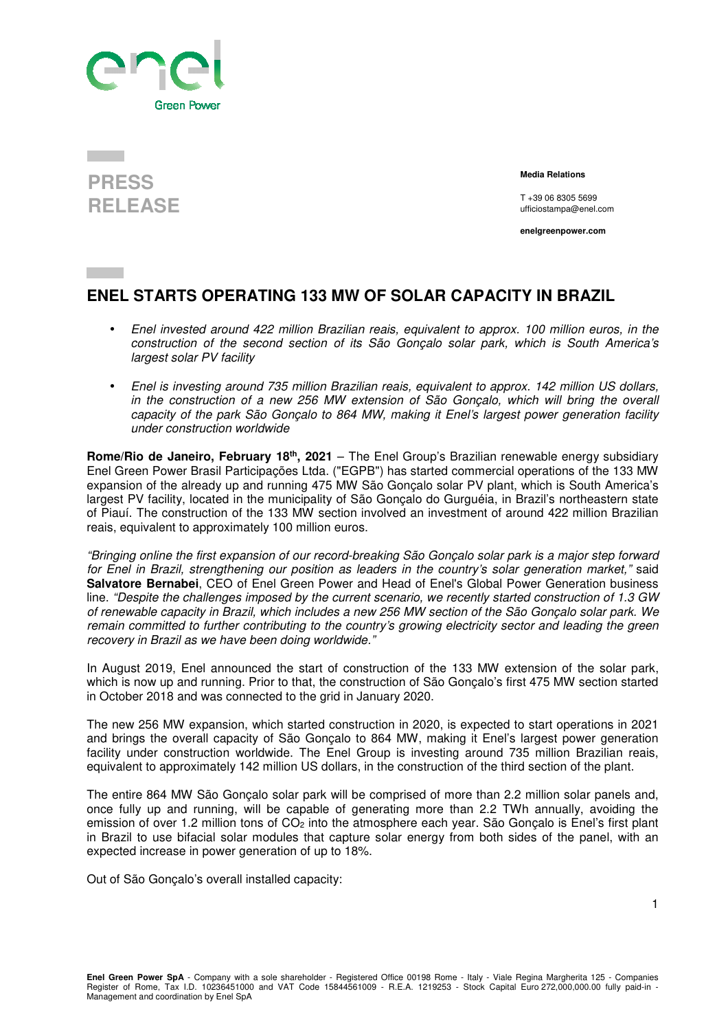**PRESS RELEASE**

**Media Relations**

T +39 06 8305 5699
ufficiostampa@enel.com

**enelgreenpower.com**

# ENEL STARTS OPERATING 133 MW OF SOLAR CAPACITY IN BRAZIL

- *Enel invested around 422 million Brazilian reais, equivalent to approx. 100 million euros, in the construction of the second section of its São Gonçalo solar park, which is South America's largest solar PV facility*
- *Enel is investing around 735 million Brazilian reais, equivalent to approx. 142 million US dollars, in the construction of a new 256 MW extension of São Gonçalo, which will bring the overall capacity of the park São Gonçalo to 864 MW, making it Enel's largest power generation facility under construction worldwide*

**Rome/Rio de Janeiro, February 18th, 2021** – The Enel Group's Brazilian renewable energy subsidiary Enel Green Power Brasil Participações Ltda. ("EGPB") has started commercial operations of the 133 MW expansion of the already up and running 475 MW São Gonçalo solar PV plant, which is South America's largest PV facility, located in the municipality of São Gonçalo do Gurguéia, in Brazil's northeastern state of Piauí. The construction of the 133 MW section involved an investment of around 422 million Brazilian reais, equivalent to approximately 100 million euros.

*"Bringing online the first expansion of our record-breaking São Gonçalo solar park is a major step forward for Enel in Brazil, strengthening our position as leaders in the country's solar generation market,"* said **Salvatore Bernabei**, CEO of Enel Green Power and Head of Enel's Global Power Generation business line. *"Despite the challenges imposed by the current scenario, we recently started construction of 1.3 GW of renewable capacity in Brazil, which includes a new 256 MW section of the São Gonçalo solar park. We remain committed to further contributing to the country's growing electricity sector and leading the green recovery in Brazil as we have been doing worldwide."*

In August 2019, Enel announced the start of construction of the 133 MW extension of the solar park, which is now up and running. Prior to that, the construction of São Gonçalo's first 475 MW section started in October 2018 and was connected to the grid in January 2020.

The new 256 MW expansion, which started construction in 2020, is expected to start operations in 2021 and brings the overall capacity of São Gonçalo to 864 MW, making it Enel's largest power generation facility under construction worldwide. The Enel Group is investing around 735 million Brazilian reais, equivalent to approximately 142 million US dollars, in the construction of the third section of the plant.

The entire 864 MW São Gonçalo solar park will be comprised of more than 2.2 million solar panels and, once fully up and running, will be capable of generating more than 2.2 TWh annually, avoiding the emission of over 1.2 million tons of $CO_2$ into the atmosphere each year. São Gonçalo is Enel's first plant in Brazil to use bifacial solar modules that capture solar energy from both sides of the panel, with an expected increase in power generation of up to 18%.

Out of São Gonçalo's overall installed capacity:

**Enel Green Power SpA** - Company with a sole shareholder - Registered Office 00198 Rome - Italy - Viale Regina Margherita 125 - Companies Register of Rome, Tax I.D. 10236451000 and VAT Code 15844561009 - R.E.A. 1219253 - Stock Capital Euro 272,000,000.00 fully paid-in - Management and coordination by Enel SpA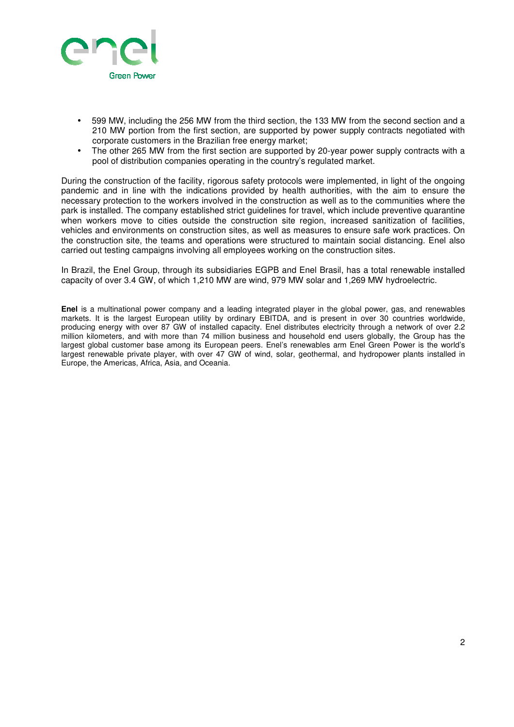- 599 MW, including the 256 MW from the third section, the 133 MW from the second section and a 210 MW portion from the first section, are supported by power supply contracts negotiated with corporate customers in the Brazilian free energy market;
- The other 265 MW from the first section are supported by 20-year power supply contracts with a pool of distribution companies operating in the country's regulated market.

During the construction of the facility, rigorous safety protocols were implemented, in light of the ongoing pandemic and in line with the indications provided by health authorities, with the aim to ensure the necessary protection to the workers involved in the construction as well as to the communities where the park is installed. The company established strict guidelines for travel, which include preventive quarantine when workers move to cities outside the construction site region, increased sanitization of facilities, vehicles and environments on construction sites, as well as measures to ensure safe work practices. On the construction site, the teams and operations were structured to maintain social distancing. Enel also carried out testing campaigns involving all employees working on the construction sites.

In Brazil, the Enel Group, through its subsidiaries EGPB and Enel Brasil, has a total renewable installed capacity of over 3.4 GW, of which 1,210 MW are wind, 979 MW solar and 1,269 MW hydroelectric.

**Enel** is a multinational power company and a leading integrated player in the global power, gas, and renewables markets. It is the largest European utility by ordinary EBITDA, and is present in over 30 countries worldwide, producing energy with over 87 GW of installed capacity. Enel distributes electricity through a network of over 2.2 million kilometers, and with more than 74 million business and household end users globally, the Group has the largest global customer base among its European peers. Enel's renewables arm Enel Green Power is the world's largest renewable private player, with over 47 GW of wind, solar, geothermal, and hydropower plants installed in Europe, the Americas, Africa, Asia, and Oceania.